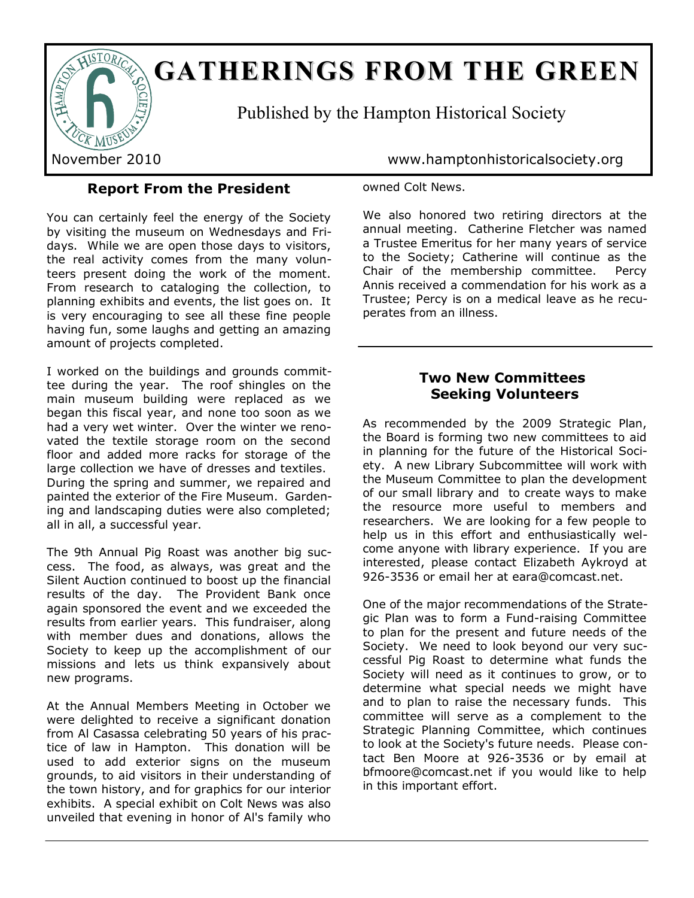# GATHERINGS FROM THE GREEN

Published by the Hampton Historical Society

November 2010 www.hamptonhistoricalsociety.org

## Report From the President

You can certainly feel the energy of the Society by visiting the museum on Wednesdays and Fridays. While we are open those days to visitors, the real activity comes from the many volunteers present doing the work of the moment. From research to cataloging the collection, to planning exhibits and events, the list goes on. It is very encouraging to see all these fine people having fun, some laughs and getting an amazing amount of projects completed.

I worked on the buildings and grounds committee during the year. The roof shingles on the main museum building were replaced as we began this fiscal year, and none too soon as we had a very wet winter. Over the winter we renovated the textile storage room on the second floor and added more racks for storage of the large collection we have of dresses and textiles. During the spring and summer, we repaired and painted the exterior of the Fire Museum. Gardening and landscaping duties were also completed; all in all, a successful year.

The 9th Annual Pig Roast was another big success. The food, as always, was great and the Silent Auction continued to boost up the financial results of the day. The Provident Bank once again sponsored the event and we exceeded the results from earlier years. This fundraiser, along with member dues and donations, allows the Society to keep up the accomplishment of our missions and lets us think expansively about new programs.

At the Annual Members Meeting in October we were delighted to receive a significant donation from Al Casassa celebrating 50 years of his practice of law in Hampton. This donation will be used to add exterior signs on the museum grounds, to aid visitors in their understanding of the town history, and for graphics for our interior exhibits. A special exhibit on Colt News was also unveiled that evening in honor of Al's family who owned Colt News.

We also honored two retiring directors at the annual meeting. Catherine Fletcher was named a Trustee Emeritus for her many years of service to the Society; Catherine will continue as the Chair of the membership committee. Percy Annis received a commendation for his work as a Trustee; Percy is on a medical leave as he recuperates from an illness.

## Two New Committees Seeking Volunteers

As recommended by the 2009 Strategic Plan, the Board is forming two new committees to aid in planning for the future of the Historical Society. A new Library Subcommittee will work with the Museum Committee to plan the development of our small library and to create ways to make the resource more useful to members and researchers. We are looking for a few people to help us in this effort and enthusiastically welcome anyone with library experience. If you are interested, please contact Elizabeth Aykroyd at 926-3536 or email her at eara@comcast.net.

One of the major recommendations of the Strategic Plan was to form a Fund-raising Committee to plan for the present and future needs of the Society. We need to look beyond our very successful Pig Roast to determine what funds the Society will need as it continues to grow, or to determine what special needs we might have and to plan to raise the necessary funds. This committee will serve as a complement to the Strategic Planning Committee, which continues to look at the Society's future needs. Please contact Ben Moore at 926-3536 or by email at bfmoore@comcast.net if you would like to help in this important effort.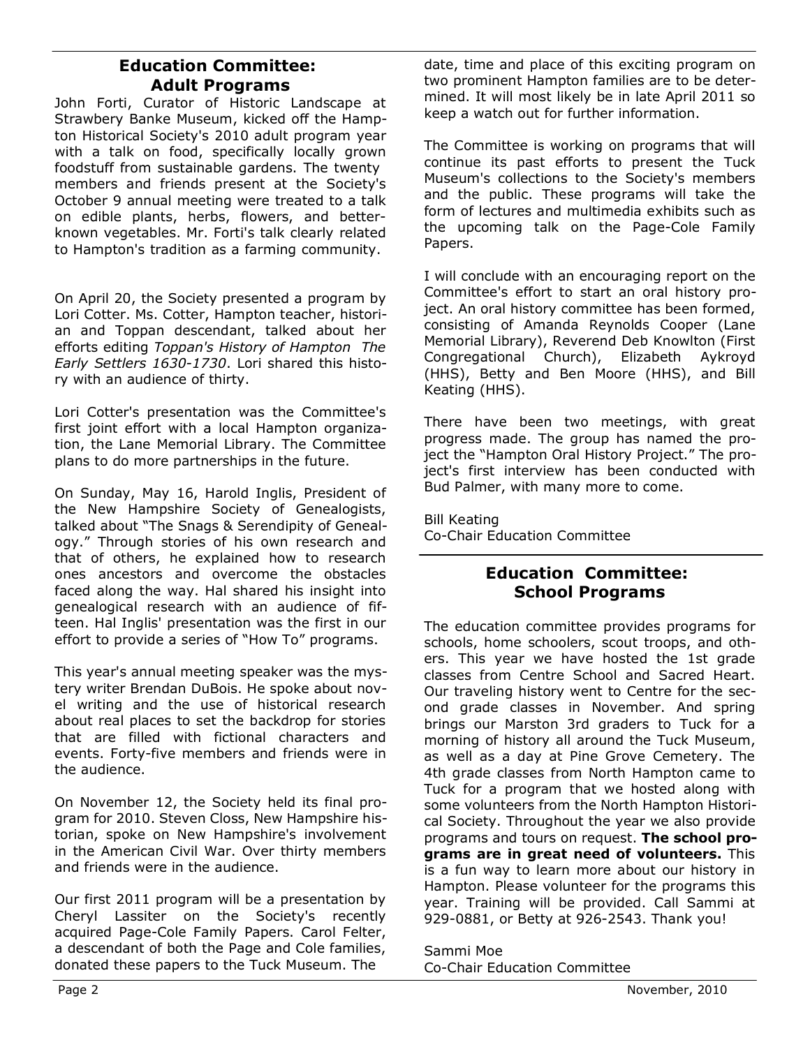## Education Committee: Adult Programs

John Forti, Curator of Historic Landscape at Strawbery Banke Museum, kicked off the Hampton Historical Society's 2010 adult program year with a talk on food, specifically locally grown foodstuff from sustainable gardens. The twenty members and friends present at the Society's October 9 annual meeting were treated to a talk on edible plants, herbs, flowers, and better-known vegetables. Mr. Forti's talk clearly related to Hampton's tradition as a farming community.

On April 20, the Society presented a program by Lori Cotter. Ms. Cotter, Hampton teacher, historian and Toppan descendant, talked about her efforts editing *Toppan's History of Hampton The Early Settlers 1630-1730*. Lori shared this history with an audience of thirty.

Lori Cotter's presentation was the Committee's first joint effort with a local Hampton organization, the Lane Memorial Library. The Committee plans to do more partnerships in the future.

On Sunday, May 16, Harold Inglis, President of the New Hampshire Society of Genealogists, talked about "The Snags & Serendipity of Genealogy." Through stories of his own research and that of others, he explained how to research ones ancestors and overcome the obstacles faced along the way. Hal shared his insight into genealogical research with an audience of fifteen. Hal Inglis' presentation was the first in our effort to provide a series of "How To" programs.

This year's annual meeting speaker was the mystery writer Brendan DuBois. He spoke about novel writing and the use of historical research about real places to set the backdrop for stories that are filled with fictional characters and events. Forty-five members and friends were in the audience.

On November 12, the Society held its final program for 2010. Steven Closs, New Hampshire historian, spoke on New Hampshire's involvement in the American Civil War. Over thirty members and friends were in the audience.

Our first 2011 program will be a presentation by Cheryl Lassiter on the Society's recently acquired Page-Cole Family Papers. Carol Felter, a descendant of both the Page and Cole families, donated these papers to the Tuck Museum. The date, time and place of this exciting program on two prominent Hampton families are to be determined. It will most likely be in late April 2011 so keep a watch out for further information.

The Committee is working on programs that will continue its past efforts to present the Tuck Museum's collections to the Society's members and the public. These programs will take the form of lectures and multimedia exhibits such as the upcoming talk on the Page-Cole Family Papers.

I will conclude with an encouraging report on the Committee's effort to start an oral history project. An oral history committee has been formed, consisting of Amanda Reynolds Cooper (Lane Memorial Library), Reverend Deb Knowlton (First Congregational Church), Elizabeth Aykroyd (HHS), Betty and Ben Moore (HHS), and Bill Keating (HHS).

There have been two meetings, with great progress made. The group has named the project the "Hampton Oral History Project." The project's first interview has been conducted with Bud Palmer, with many more to come.

Bill Keating
Co-Chair Education Committee

## Education Committee: School Programs

The education committee provides programs for schools, home schoolers, scout troops, and others. This year we have hosted the 1st grade classes from Centre School and Sacred Heart. Our traveling history went to Centre for the second grade classes in November. And spring brings our Marston 3rd graders to Tuck for a morning of history all around the Tuck Museum, as well as a day at Pine Grove Cemetery. The 4th grade classes from North Hampton came to Tuck for a program that we hosted along with some volunteers from the North Hampton Historical Society. Throughout the year we also provide programs and tours on request. **The school programs are in great need of volunteers.** This is a fun way to learn more about our history in Hampton. Please volunteer for the programs this year. Training will be provided. Call Sammi at 929-0881, or Betty at 926-2543. Thank you!

Sammi Moe
Co-Chair Education Committee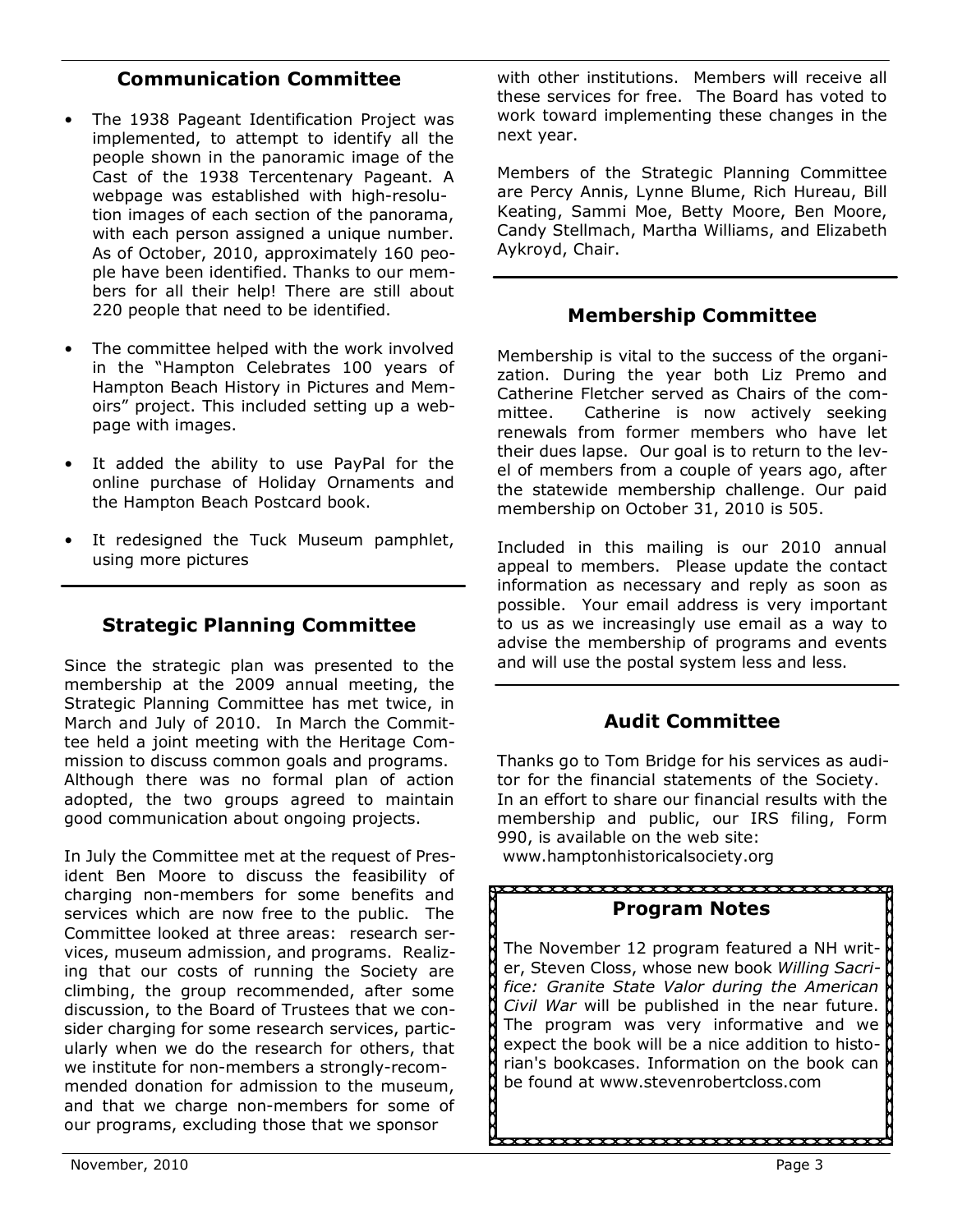## Communication Committee

- The 1938 Pageant Identification Project was implemented, to attempt to identify all the people shown in the panoramic image of the Cast of the 1938 Tercentenary Pageant. A webpage was established with high-resolution images of each section of the panorama, with each person assigned a unique number. As of October, 2010, approximately 160 people have been identified. Thanks to our members for all their help! There are still about 220 people that need to be identified.
- The committee helped with the work involved in the "Hampton Celebrates 100 years of Hampton Beach History in Pictures and Memoirs" project. This included setting up a webpage with images.
- It added the ability to use PayPal for the online purchase of Holiday Ornaments and the Hampton Beach Postcard book.
- It redesigned the Tuck Museum pamphlet, using more pictures

## Strategic Planning Committee

Since the strategic plan was presented to the membership at the 2009 annual meeting, the Strategic Planning Committee has met twice, in March and July of 2010. In March the Committee held a joint meeting with the Heritage Commission to discuss common goals and programs. Although there was no formal plan of action adopted, the two groups agreed to maintain good communication about ongoing projects.

In July the Committee met at the request of President Ben Moore to discuss the feasibility of charging non-members for some benefits and services which are now free to the public. The Committee looked at three areas: research services, museum admission, and programs. Realizing that our costs of running the Society are climbing, the group recommended, after some discussion, to the Board of Trustees that we consider charging for some research services, particularly when we do the research for others, that we institute for non-members a strongly-recommended donation for admission to the museum, and that we charge non-members for some of our programs, excluding those that we sponsor with other institutions. Members will receive all these services for free. The Board has voted to work toward implementing these changes in the next year.

Members of the Strategic Planning Committee are Percy Annis, Lynne Blume, Rich Hureau, Bill Keating, Sammi Moe, Betty Moore, Ben Moore, Candy Stellmach, Martha Williams, and Elizabeth Aykroyd, Chair.

## Membership Committee

Membership is vital to the success of the organization. During the year both Liz Premo and Catherine Fletcher served as Chairs of the committee. Catherine is now actively seeking renewals from former members who have let their dues lapse. Our goal is to return to the level of members from a couple of years ago, after the statewide membership challenge. Our paid membership on October 31, 2010 is 505.

Included in this mailing is our 2010 annual appeal to members. Please update the contact information as necessary and reply as soon as possible. Your email address is very important to us as we increasingly use email as a way to advise the membership of programs and events and will use the postal system less and less.

## Audit Committee

Thanks go to Tom Bridge for his services as auditor for the financial statements of the Society. In an effort to share our financial results with the membership and public, our IRS filing, Form 990, is available on the web site: www.hamptonhistoricalsociety.org

## Program Notes

The November 12 program featured a NH writer, Steven Closs, whose new book *Willing Sacrifice: Granite State Valor during the American Civil War* will be published in the near future. The program was very informative and we expect the book will be a nice addition to historian's bookcases. Information on the book can be found at www.stevenrobertcloss.com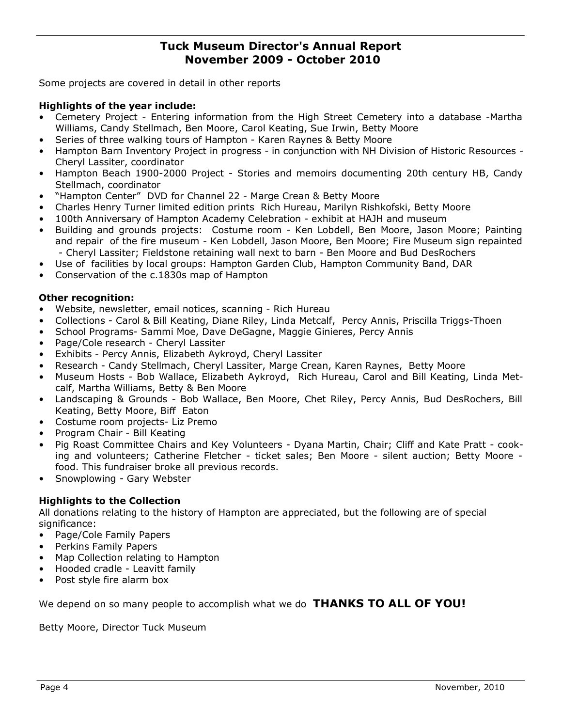# Tuck Museum Director's Annual Report
# November 2009 - October 2010

Some projects are covered in detail in other reports

**Highlights of the year include:**

- Cemetery Project - Entering information from the High Street Cemetery into a database -Martha Williams, Candy Stellmach, Ben Moore, Carol Keating, Sue Irwin, Betty Moore
- Series of three walking tours of Hampton - Karen Raynes & Betty Moore
- Hampton Barn Inventory Project in progress - in conjunction with NH Division of Historic Resources - Cheryl Lassiter, coordinator
- Hampton Beach 1900-2000 Project - Stories and memoirs documenting 20th century HB, Candy Stellmach, coordinator
- "Hampton Center" DVD for Channel 22 - Marge Crean & Betty Moore
- Charles Henry Turner limited edition prints Rich Hureau, Marilyn Rishkofski, Betty Moore
- 100th Anniversary of Hampton Academy Celebration - exhibit at HAJH and museum
- Building and grounds projects: Costume room - Ken Lobdell, Ben Moore, Jason Moore; Painting and repair of the fire museum - Ken Lobdell, Jason Moore, Ben Moore; Fire Museum sign repainted - Cheryl Lassiter; Fieldstone retaining wall next to barn - Ben Moore and Bud DesRochers
- Use of facilities by local groups: Hampton Garden Club, Hampton Community Band, DAR
- Conservation of the c.1830s map of Hampton

**Other recognition:**

- Website, newsletter, email notices, scanning - Rich Hureau
- Collections - Carol & Bill Keating, Diane Riley, Linda Metcalf, Percy Annis, Priscilla Triggs-Thoen
- School Programs- Sammi Moe, Dave DeGagne, Maggie Ginieres, Percy Annis
- Page/Cole research - Cheryl Lassiter
- Exhibits - Percy Annis, Elizabeth Aykroyd, Cheryl Lassiter
- Research - Candy Stellmach, Cheryl Lassiter, Marge Crean, Karen Raynes, Betty Moore
- Museum Hosts - Bob Wallace, Elizabeth Aykroyd, Rich Hureau, Carol and Bill Keating, Linda Metcalf, Martha Williams, Betty & Ben Moore
- Landscaping & Grounds - Bob Wallace, Ben Moore, Chet Riley, Percy Annis, Bud DesRochers, Bill Keating, Betty Moore, Biff Eaton
- Costume room projects- Liz Premo
- Program Chair - Bill Keating
- Pig Roast Committee Chairs and Key Volunteers - Dyana Martin, Chair; Cliff and Kate Pratt - cooking and volunteers; Catherine Fletcher - ticket sales; Ben Moore - silent auction; Betty Moore - food. This fundraiser broke all previous records.
- Snowplowing - Gary Webster

**Highlights to the Collection**

All donations relating to the history of Hampton are appreciated, but the following are of special significance:

- Page/Cole Family Papers
- Perkins Family Papers
- Map Collection relating to Hampton
- Hooded cradle - Leavitt family
- Post style fire alarm box

We depend on so many people to accomplish what we do **THANKS TO ALL OF YOU!**

Betty Moore, Director Tuck Museum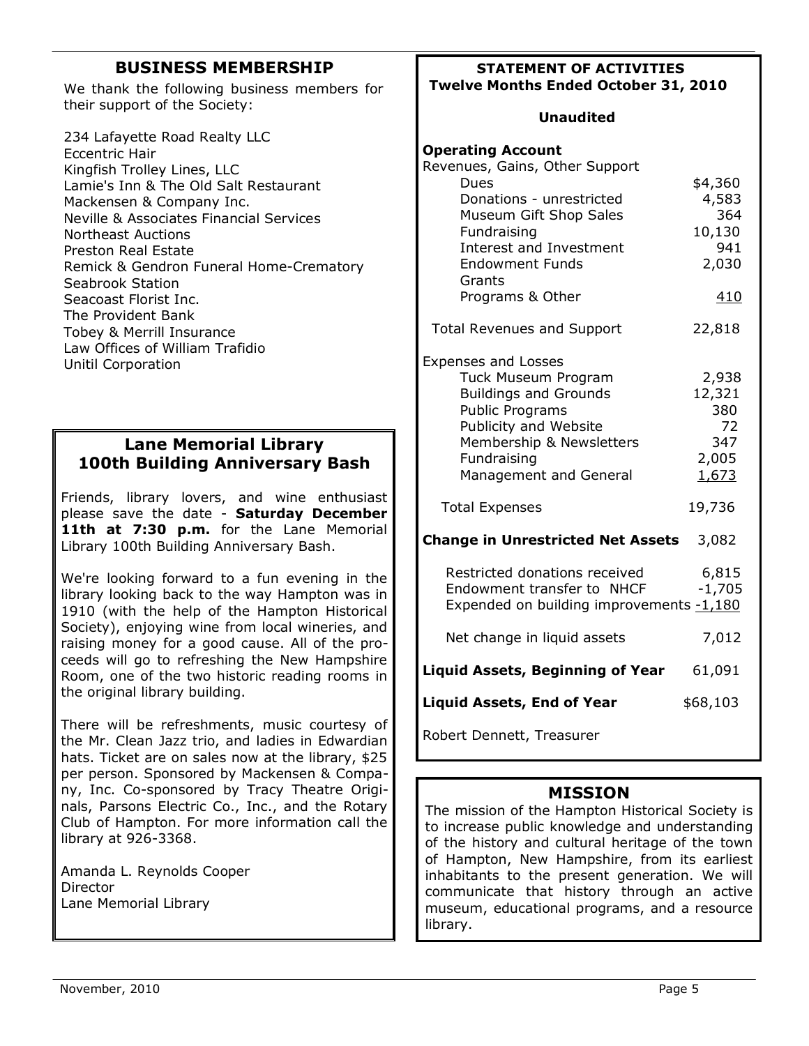## BUSINESS MEMBERSHIP

We thank the following business members for their support of the Society:

234 Lafayette Road Realty LLC
Eccentric Hair
Kingfish Trolley Lines, LLC
Lamie's Inn & The Old Salt Restaurant
Mackensen & Company Inc.
Neville & Associates Financial Services
Northeast Auctions
Preston Real Estate
Remick & Gendron Funeral Home-Crematory
Seabrook Station
Seacoast Florist Inc.
The Provident Bank
Tobey & Merrill Insurance
Law Offices of William Trafidio
Unitil Corporation

## Lane Memorial Library 100th Building Anniversary Bash

Friends, library lovers, and wine enthusiast please save the date - **Saturday December 11th at 7:30 p.m.** for the Lane Memorial Library 100th Building Anniversary Bash.

We're looking forward to a fun evening in the library looking back to the way Hampton was in 1910 (with the help of the Hampton Historical Society), enjoying wine from local wineries, and raising money for a good cause. All of the proceeds will go to refreshing the New Hampshire Room, one of the two historic reading rooms in the original library building.

There will be refreshments, music courtesy of the Mr. Clean Jazz trio, and ladies in Edwardian hats. Ticket are on sales now at the library, $25 per person. Sponsored by Mackensen & Company, Inc. Co-sponsored by Tracy Theatre Originals, Parsons Electric Co., Inc., and the Rotary Club of Hampton. For more information call the library at 926-3368.

Amanda L. Reynolds Cooper
Director
Lane Memorial Library

## STATEMENT OF ACTIVITIES
**Twelve Months Ended October 31, 2010**

**Unaudited**

| **Operating Account** | |
|---|---|
| Revenues, Gains, Other Support | |
| Dues | $4,360 |
| Donations - unrestricted | 4,583 |
| Museum Gift Shop Sales | 364 |
| Fundraising | 10,130 |
| Interest and Investment | 941 |
| Endowment Funds | 2,030 |
| Grants | |
| Programs & Other | 410 |
| Total Revenues and Support | 22,818 |
| Expenses and Losses | |
| Tuck Museum Program | 2,938 |
| Buildings and Grounds | 12,321 |
| Public Programs | 380 |
| Publicity and Website | 72 |
| Membership & Newsletters | 347 |
| Fundraising | 2,005 |
| Management and General | 1,673 |
| Total Expenses | 19,736 |
| **Change in Unrestricted Net Assets** | 3,082 |
| Restricted donations received | 6,815 |
| Endowment transfer to NHCF | -1,705 |
| Expended on building improvements | -1,180 |
| Net change in liquid assets | 7,012 |
| **Liquid Assets, Beginning of Year** | 61,091 |
| **Liquid Assets, End of Year** | $68,103 |

Robert Dennett, Treasurer

## MISSION

The mission of the Hampton Historical Society is to increase public knowledge and understanding of the history and cultural heritage of the town of Hampton, New Hampshire, from its earliest inhabitants to the present generation. We will communicate that history through an active museum, educational programs, and a resource library.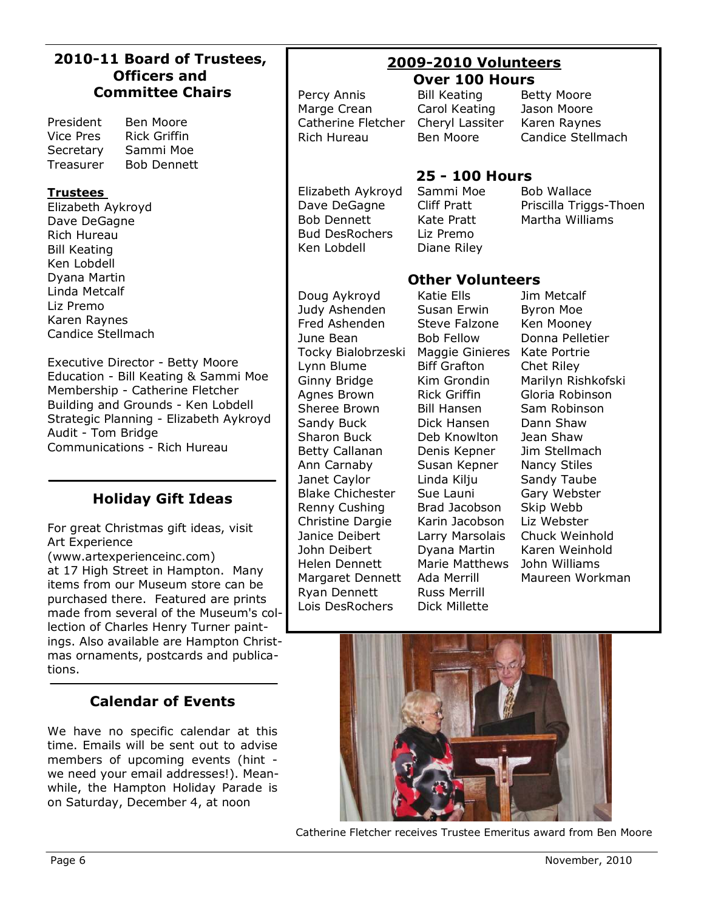## 2010-11 Board of Trustees, Officers and Committee Chairs

| | |
|---|---|
| President | Ben Moore |
| Vice Pres | Rick Griffin |
| Secretary | Sammi Moe |
| Treasurer | Bob Dennett |

**Trustees**

Elizabeth Aykroyd
Dave DeGagne
Rich Hureau
Bill Keating
Ken Lobdell
Dyana Martin
Linda Metcalf
Liz Premo
Karen Raynes
Candice Stellmach

Executive Director - Betty Moore
Education - Bill Keating & Sammi Moe
Membership - Catherine Fletcher
Building and Grounds - Ken Lobdell
Strategic Planning - Elizabeth Aykroyd
Audit - Tom Bridge
Communications - Rich Hureau

## Holiday Gift Ideas

For great Christmas gift ideas, visit Art Experience (www.artexperienceinc.com) at 17 High Street in Hampton. Many items from our Museum store can be purchased there. Featured are prints made from several of the Museum's collection of Charles Henry Turner paintings. Also available are Hampton Christmas ornaments, postcards and publications.

## Calendar of Events

We have no specific calendar at this time. Emails will be sent out to advise members of upcoming events (hint - we need your email addresses!). Meanwhile, the Hampton Holiday Parade is on Saturday, December 4, at noon

## 2009-2010 Volunteers

### Over 100 Hours

Percy Annis
Marge Crean
Catherine Fletcher
Rich Hureau
Bill Keating
Carol Keating
Cheryl Lassiter
Ben Moore
Betty Moore
Jason Moore
Karen Raynes
Candice Stellmach

### 25 - 100 Hours

Elizabeth Aykroyd
Dave DeGagne
Bob Dennett
Bud DesRochers
Ken Lobdell
Sammi Moe
Cliff Pratt
Kate Pratt
Liz Premo
Diane Riley
Bob Wallace
Priscilla Triggs-Thoen
Martha Williams

### Other Volunteers

Doug Aykroyd
Judy Ashenden
Fred Ashenden
June Bean
Tocky Bialobrzeski
Lynn Blume
Ginny Bridge
Agnes Brown
Sheree Brown
Sandy Buck
Sharon Buck
Betty Callanan
Ann Carnaby
Janet Caylor
Blake Chichester
Renny Cushing
Christine Dargie
Janice Deibert
John Deibert
Helen Dennett
Margaret Dennett
Ryan Dennett
Lois DesRochers
Katie Ells
Susan Erwin
Steve Falzone
Bob Fellow
Maggie Ginieres
Biff Grafton
Kim Grondin
Rick Griffin
Bill Hansen
Dick Hansen
Deb Knowlton
Denis Kepner
Susan Kepner
Linda Kilju
Sue Launi
Brad Jacobson
Karin Jacobson
Larry Marsolais
Dyana Martin
Marie Matthews
Ada Merrill
Russ Merrill
Dick Millette
Jim Metcalf
Byron Moe
Ken Mooney
Donna Pelletier
Kate Portrie
Chet Riley
Marilyn Rishkofski
Gloria Robinson
Sam Robinson
Dann Shaw
Jean Shaw
Jim Stellmach
Nancy Stiles
Sandy Taube
Gary Webster
Skip Webb
Liz Webster
Chuck Weinhold
Karen Weinhold
John Williams
Maureen Workman

Catherine Fletcher receives Trustee Emeritus award from Ben Moore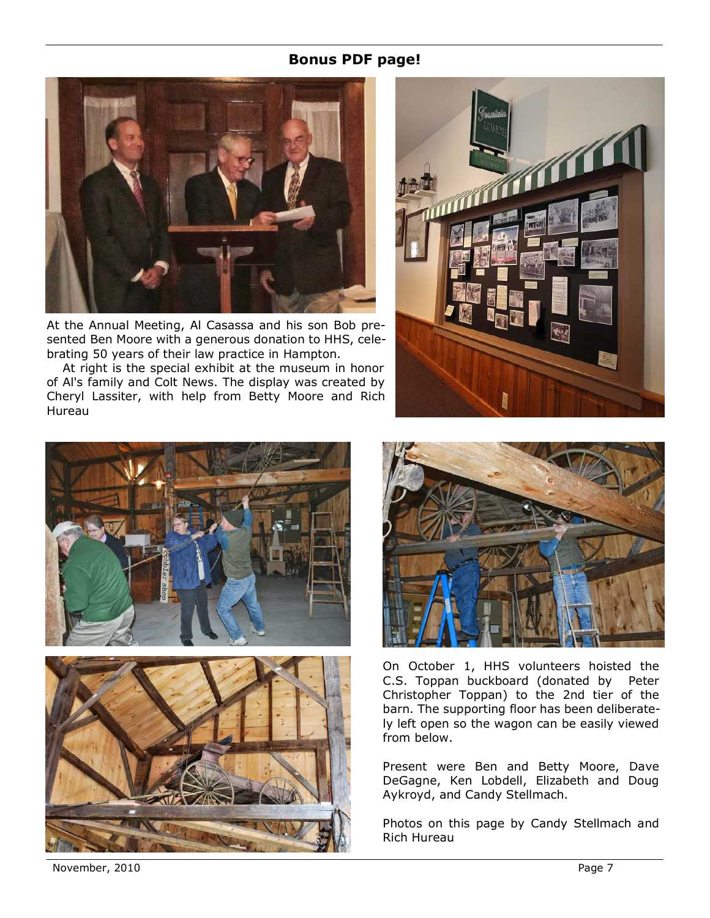**Bonus PDF page!**

At the Annual Meeting, Al Casassa and his son Bob presented Ben Moore with a generous donation to HHS, celebrating 50 years of their law practice in Hampton.

At right is the special exhibit at the museum in honor of Al's family and Colt News. The display was created by Cheryl Lassiter, with help from Betty Moore and Rich Hureau

On October 1, HHS volunteers hoisted the C.S. Toppan buckboard (donated by Peter Christopher Toppan) to the 2nd tier of the barn. The supporting floor has been deliberately left open so the wagon can be easily viewed from below.

Present were Ben and Betty Moore, Dave DeGagne, Ken Lobdell, Elizabeth and Doug Aykroyd, and Candy Stellmach.

Photos on this page by Candy Stellmach and Rich Hureau